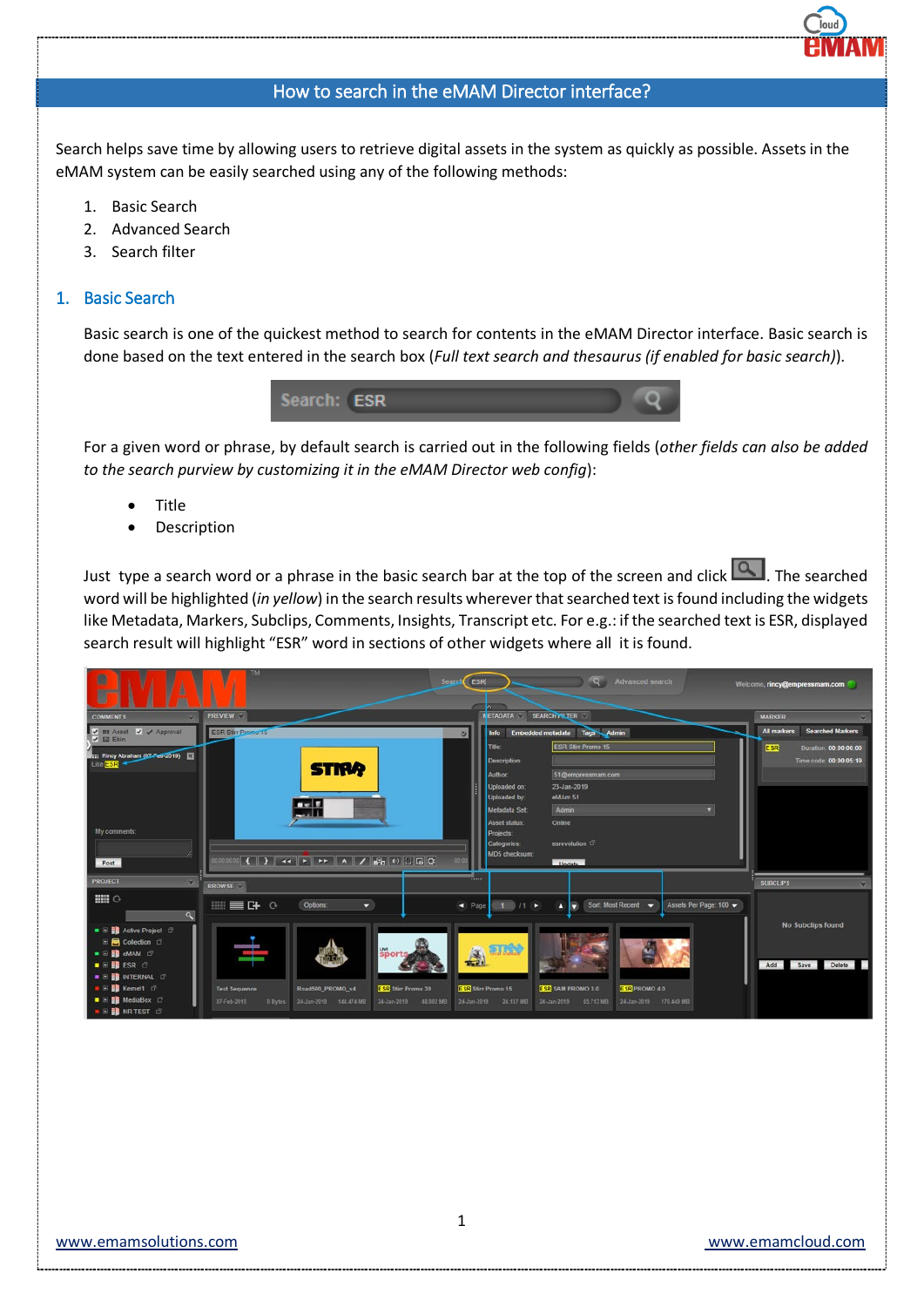# How to search in the eMAM Director interface?

Search helps save time by allowing users to retrieve digital assets in the system as quickly as possible. Assets in the eMAM system can be easily searched using any of the following methods:

1. Basic Search
2. Advanced Search
3. Search filter

## 1. Basic Search

Basic search is one of the quickest method to search for contents in the eMAM Director interface. Basic search is done based on the text entered in the search box (*Full text search and thesaurus (if enabled for basic search)*).

For a given word or phrase, by default search is carried out in the following fields (*other fields can also be added to the search purview by customizing it in the eMAM Director web config*):

- Title
- Description

Just type a search word or a phrase in the basic search bar at the top of the screen and click . The searched word will be highlighted (*in yellow*) in the search results wherever that searched text is found including the widgets like Metadata, Markers, Subclips, Comments, Insights, Transcript etc. For e.g.: if the searched text is ESR, displayed search result will highlight "ESR" word in sections of other widgets where all it is found.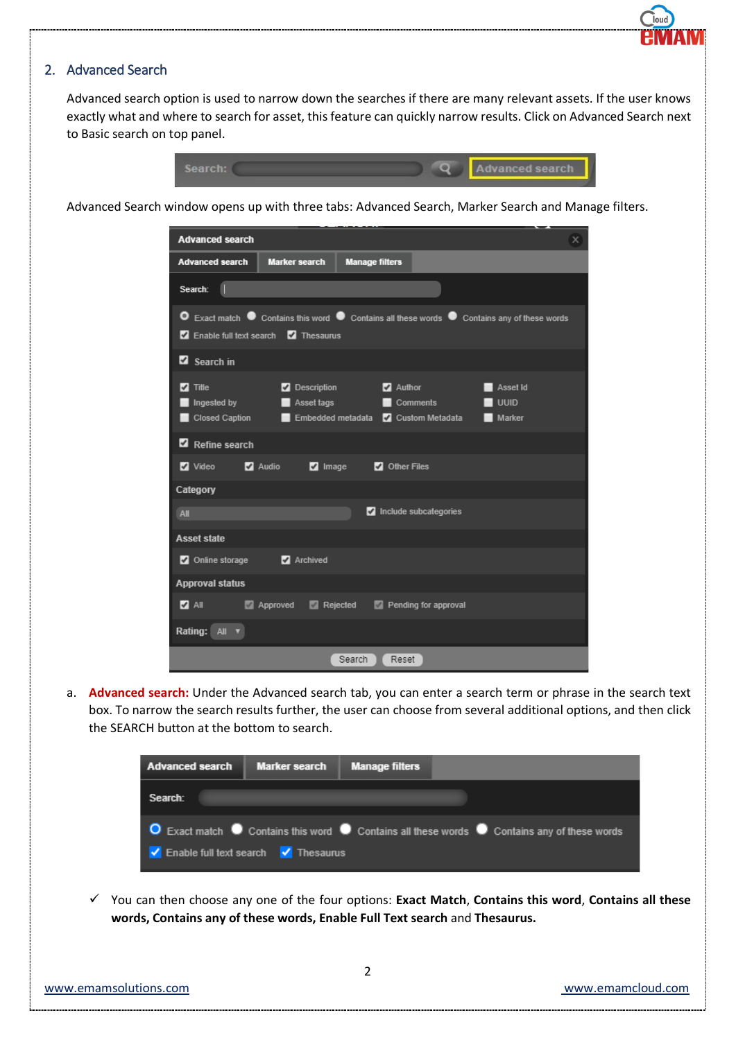## 2. Advanced Search

Advanced search option is used to narrow down the searches if there are many relevant assets. If the user knows exactly what and where to search for asset, this feature can quickly narrow results. Click on Advanced Search next to Basic search on top panel.

Advanced Search window opens up with three tabs: Advanced Search, Marker Search and Manage filters.

a. **Advanced search:** Under the Advanced search tab, you can enter a search term or phrase in the search text box. To narrow the search results further, the user can choose from several additional options, and then click the SEARCH button at the bottom to search.

✓ You can then choose any one of the four options: **Exact Match**, **Contains this word**, **Contains all these words, Contains any of these words, Enable Full Text search** and **Thesaurus.**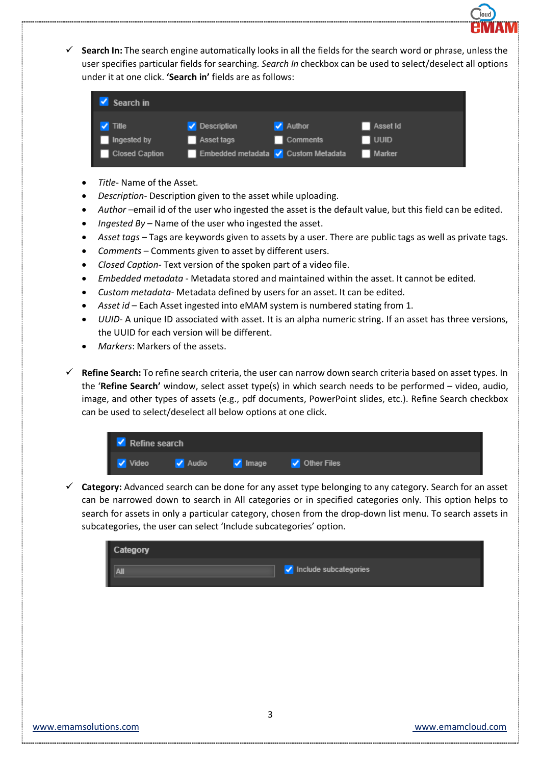- ✓ **Search In:** The search engine automatically looks in all the fields for the search word or phrase, unless the user specifies particular fields for searching. *Search In* checkbox can be used to select/deselect all options under it at one click. **'Search in'** fields are as follows:

  - *Title*- Name of the Asset.
  - *Description*- Description given to the asset while uploading.
  - *Author* –email id of the user who ingested the asset is the default value, but this field can be edited.
  - *Ingested By* – Name of the user who ingested the asset.
  - *Asset tags* – Tags are keywords given to assets by a user. There are public tags as well as private tags.
  - *Comments* – Comments given to asset by different users.
  - *Closed Caption*- Text version of the spoken part of a video file.
  - *Embedded metadata* - Metadata stored and maintained within the asset. It cannot be edited.
  - *Custom metadata*- Metadata defined by users for an asset. It can be edited.
  - *Asset id* – Each Asset ingested into eMAM system is numbered stating from 1.
  - *UUID*- A unique ID associated with asset. It is an alpha numeric string. If an asset has three versions, the UUID for each version will be different.
  - *Markers*: Markers of the assets.

- ✓ **Refine Search:** To refine search criteria, the user can narrow down search criteria based on asset types. In the '**Refine Search'** window, select asset type(s) in which search needs to be performed – video, audio, image, and other types of assets (e.g., pdf documents, PowerPoint slides, etc.). Refine Search checkbox can be used to select/deselect all below options at one click.

- ✓ **Category:** Advanced search can be done for any asset type belonging to any category. Search for an asset can be narrowed down to search in All categories or in specified categories only. This option helps to search for assets in only a particular category, chosen from the drop-down list menu. To search assets in subcategories, the user can select 'Include subcategories' option.

[www.emamsolutions.com](http://www.emamsolutions.com) [www.emamcloud.com](http://www.emamcloud.com)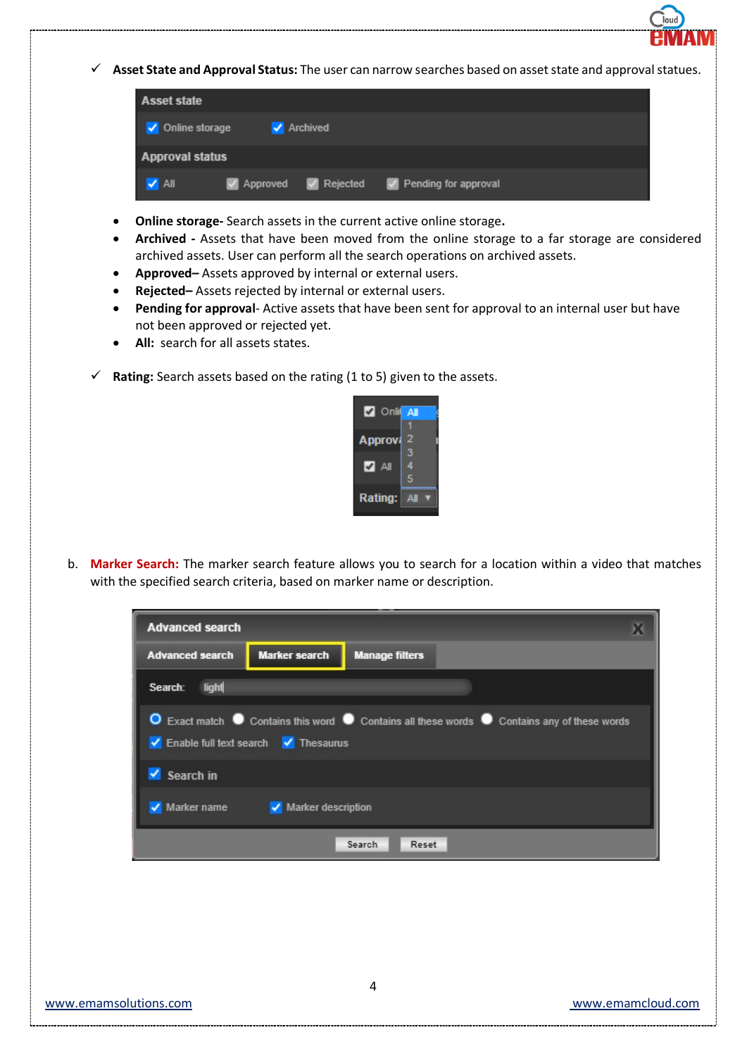- ✓ **Asset State and Approval Status:** The user can narrow searches based on asset state and approval statues.

  - **Online storage-** Search assets in the current active online storage.
  - **Archived -** Assets that have been moved from the online storage to a far storage are considered archived assets. User can perform all the search operations on archived assets.
  - **Approved–** Assets approved by internal or external users.
  - **Rejected–** Assets rejected by internal or external users.
  - **Pending for approval**- Active assets that have been sent for approval to an internal user but have not been approved or rejected yet.
  - **All:** search for all assets states.

- ✓ **Rating:** Search assets based on the rating (1 to 5) given to the assets.

b. **Marker Search:** The marker search feature allows you to search for a location within a video that matches with the specified search criteria, based on marker name or description.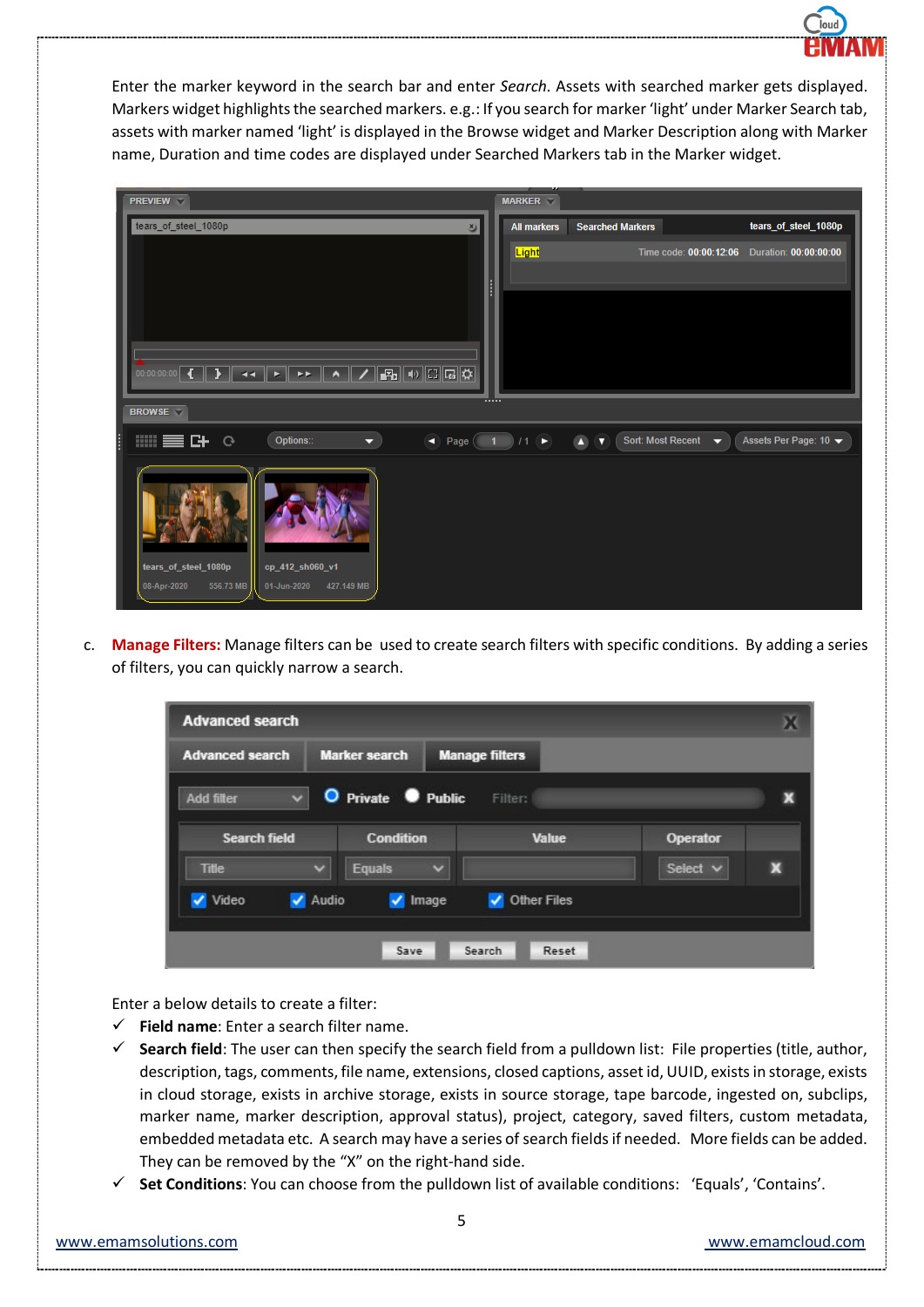Enter the marker keyword in the search bar and enter *Search*. Assets with searched marker gets displayed. Markers widget highlights the searched markers. e.g.: If you search for marker 'light' under Marker Search tab, assets with marker named 'light' is displayed in the Browse widget and Marker Description along with Marker name, Duration and time codes are displayed under Searched Markers tab in the Marker widget.

c. **Manage Filters:** Manage filters can be used to create search filters with specific conditions. By adding a series of filters, you can quickly narrow a search.

Enter a below details to create a filter:

- ✓ **Field name**: Enter a search filter name.
- ✓ **Search field**: The user can then specify the search field from a pulldown list: File properties (title, author, description, tags, comments, file name, extensions, closed captions, asset id, UUID, exists in storage, exists in cloud storage, exists in archive storage, exists in source storage, tape barcode, ingested on, subclips, marker name, marker description, approval status), project, category, saved filters, custom metadata, embedded metadata etc. A search may have a series of search fields if needed. More fields can be added. They can be removed by the "X" on the right-hand side.
- ✓ **Set Conditions**: You can choose from the pulldown list of available conditions: 'Equals', 'Contains'.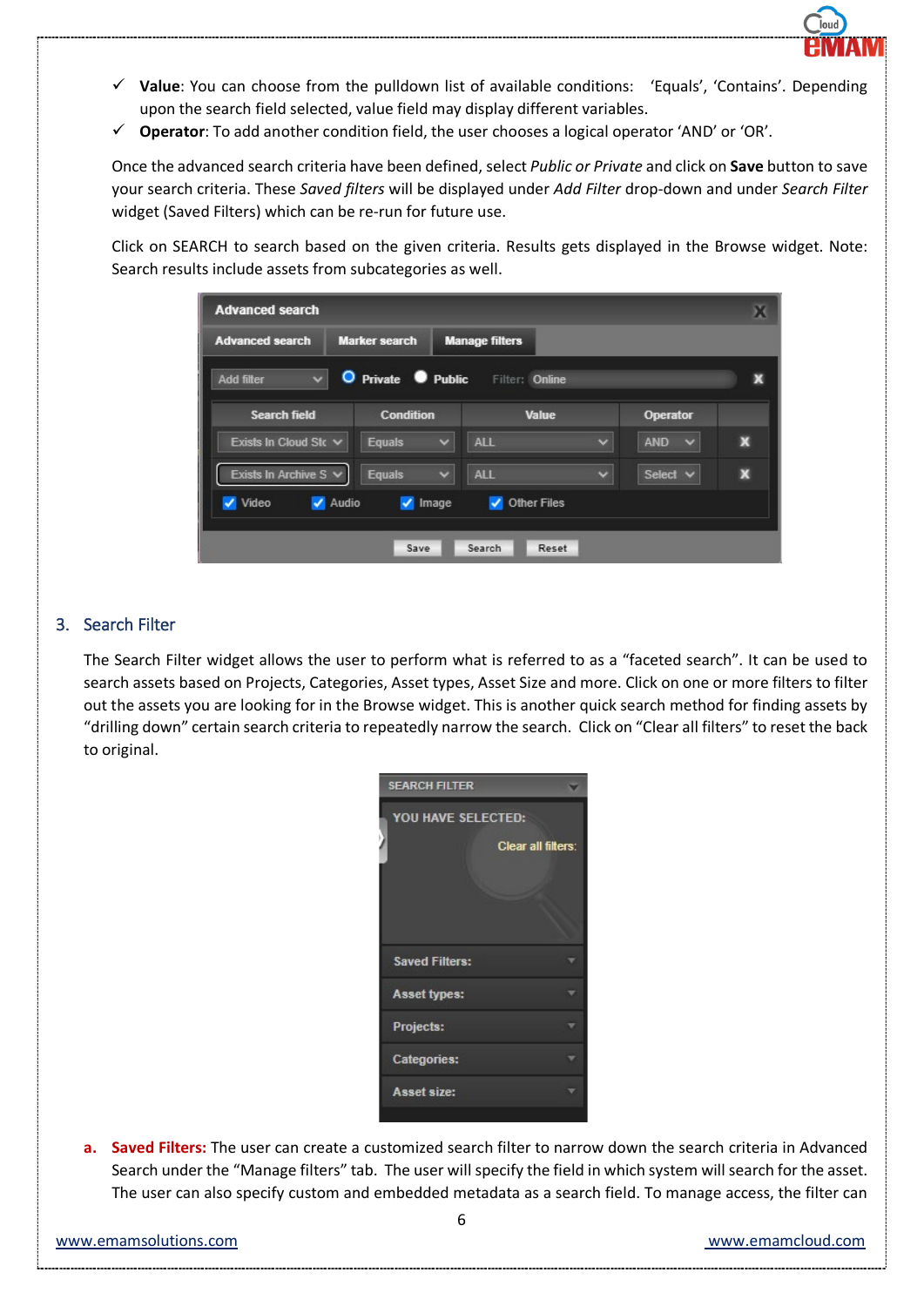- ✓ **Value**: You can choose from the pulldown list of available conditions: 'Equals', 'Contains'. Depending upon the search field selected, value field may display different variables.
- ✓ **Operator**: To add another condition field, the user chooses a logical operator 'AND' or 'OR'.

Once the advanced search criteria have been defined, select *Public or Private* and click on **Save** button to save your search criteria. These *Saved filters* will be displayed under *Add Filter* drop-down and under *Search Filter* widget (Saved Filters) which can be re-run for future use.

Click on SEARCH to search based on the given criteria. Results gets displayed in the Browse widget. Note: Search results include assets from subcategories as well.

## 3. Search Filter

The Search Filter widget allows the user to perform what is referred to as a "faceted search". It can be used to search assets based on Projects, Categories, Asset types, Asset Size and more. Click on one or more filters to filter out the assets you are looking for in the Browse widget. This is another quick search method for finding assets by "drilling down" certain search criteria to repeatedly narrow the search. Click on "Clear all filters" to reset the back to original.

a. **Saved Filters:** The user can create a customized search filter to narrow down the search criteria in Advanced Search under the "Manage filters" tab. The user will specify the field in which system will search for the asset. The user can also specify custom and embedded metadata as a search field. To manage access, the filter can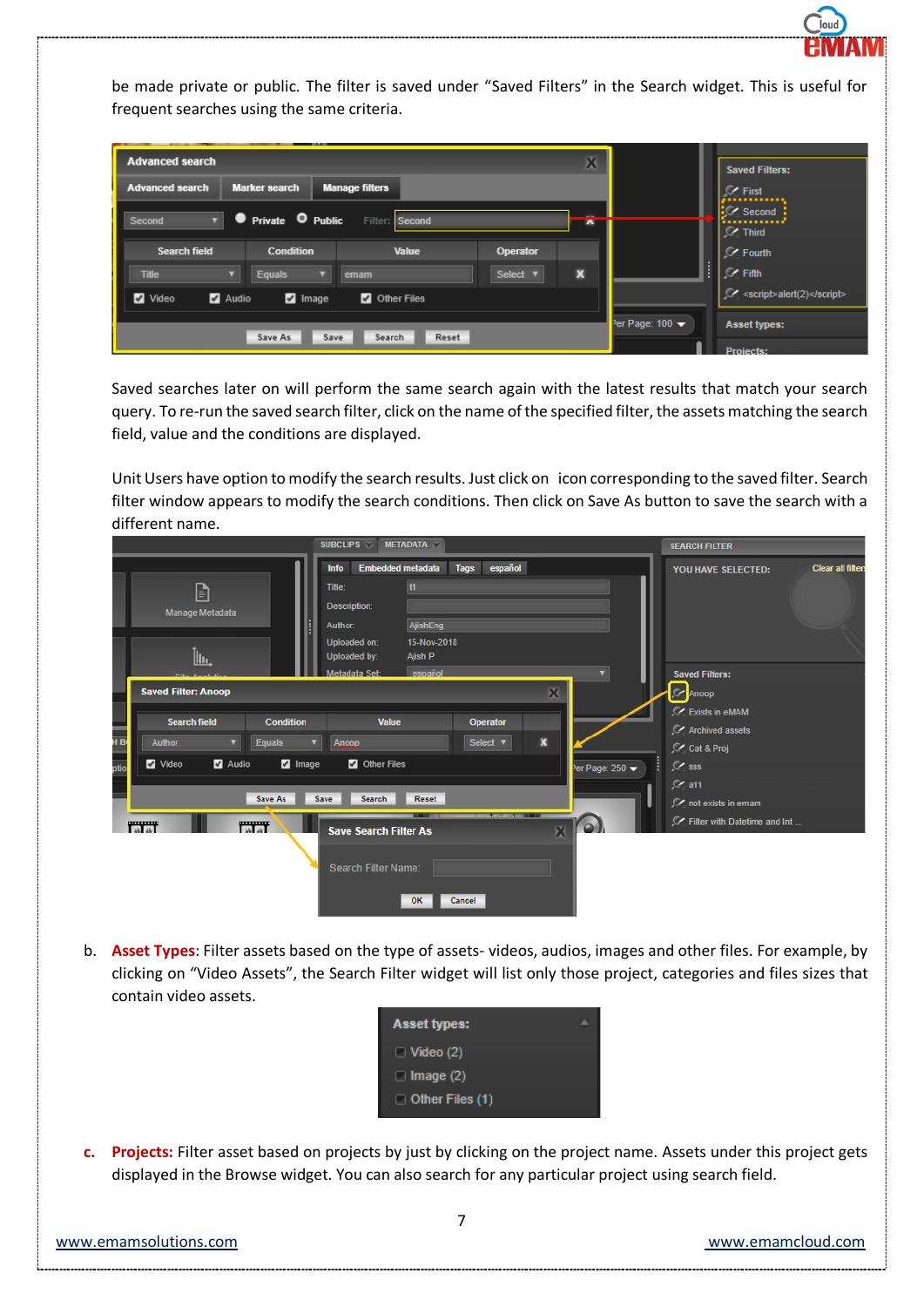be made private or public. The filter is saved under "Saved Filters" in the Search widget. This is useful for frequent searches using the same criteria.

Saved searches later on will perform the same search again with the latest results that match your search query. To re-run the saved search filter, click on the name of the specified filter, the assets matching the search field, value and the conditions are displayed.

Unit Users have option to modify the search results. Just click on icon corresponding to the saved filter. Search filter window appears to modify the search conditions. Then click on Save As button to save the search with a different name.

b. **Asset Types**: Filter assets based on the type of assets- videos, audios, images and other files. For example, by clicking on "Video Assets", the Search Filter widget will list only those project, categories and files sizes that contain video assets.

c. **Projects:** Filter asset based on projects by just by clicking on the project name. Assets under this project gets displayed in the Browse widget. You can also search for any particular project using search field.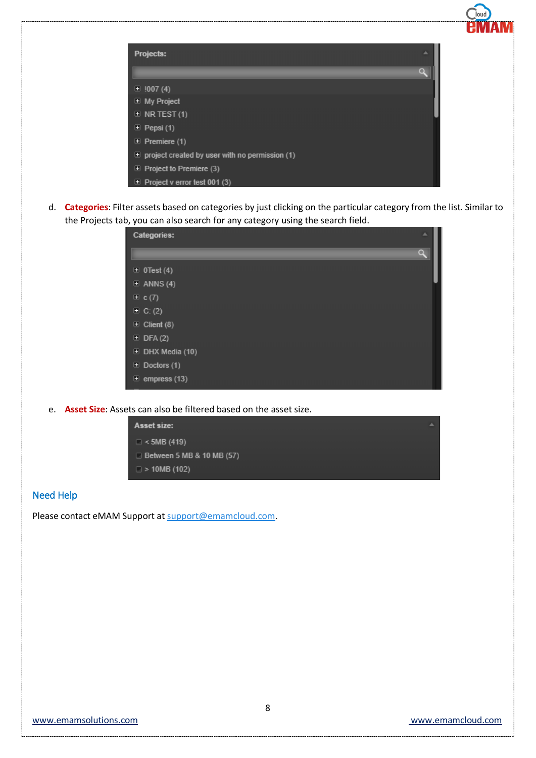d. **Categories**: Filter assets based on categories by just clicking on the particular category from the list. Similar to the Projects tab, you can also search for any category using the search field.

e. **Asset Size**: Assets can also be filtered based on the asset size.

## Need Help

Please contact eMAM Support at [support@emamcloud.com](mailto:support@emamcloud.com).